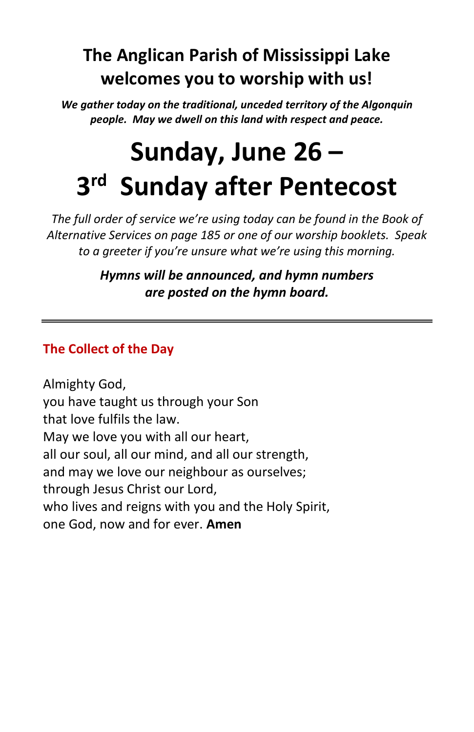# The Anglican Parish of Mississippi Lake welcomes you to worship with us!

***We gather today on the traditional, unceded territory of the Algonquin people. May we dwell on this land with respect and peace.***

# Sunday, June 26 – 3rd Sunday after Pentecost

*The full order of service we're using today can be found in the Book of Alternative Services on page 185 or one of our worship booklets. Speak to a greeter if you're unsure what we're using this morning.*

***Hymns will be announced, and hymn numbers are posted on the hymn board.***

---

## The Collect of the Day

Almighty God,
you have taught us through your Son
that love fulfils the law.
May we love you with all our heart,
all our soul, all our mind, and all our strength,
and may we love our neighbour as ourselves;
through Jesus Christ our Lord,
who lives and reigns with you and the Holy Spirit,
one God, now and for ever. **Amen**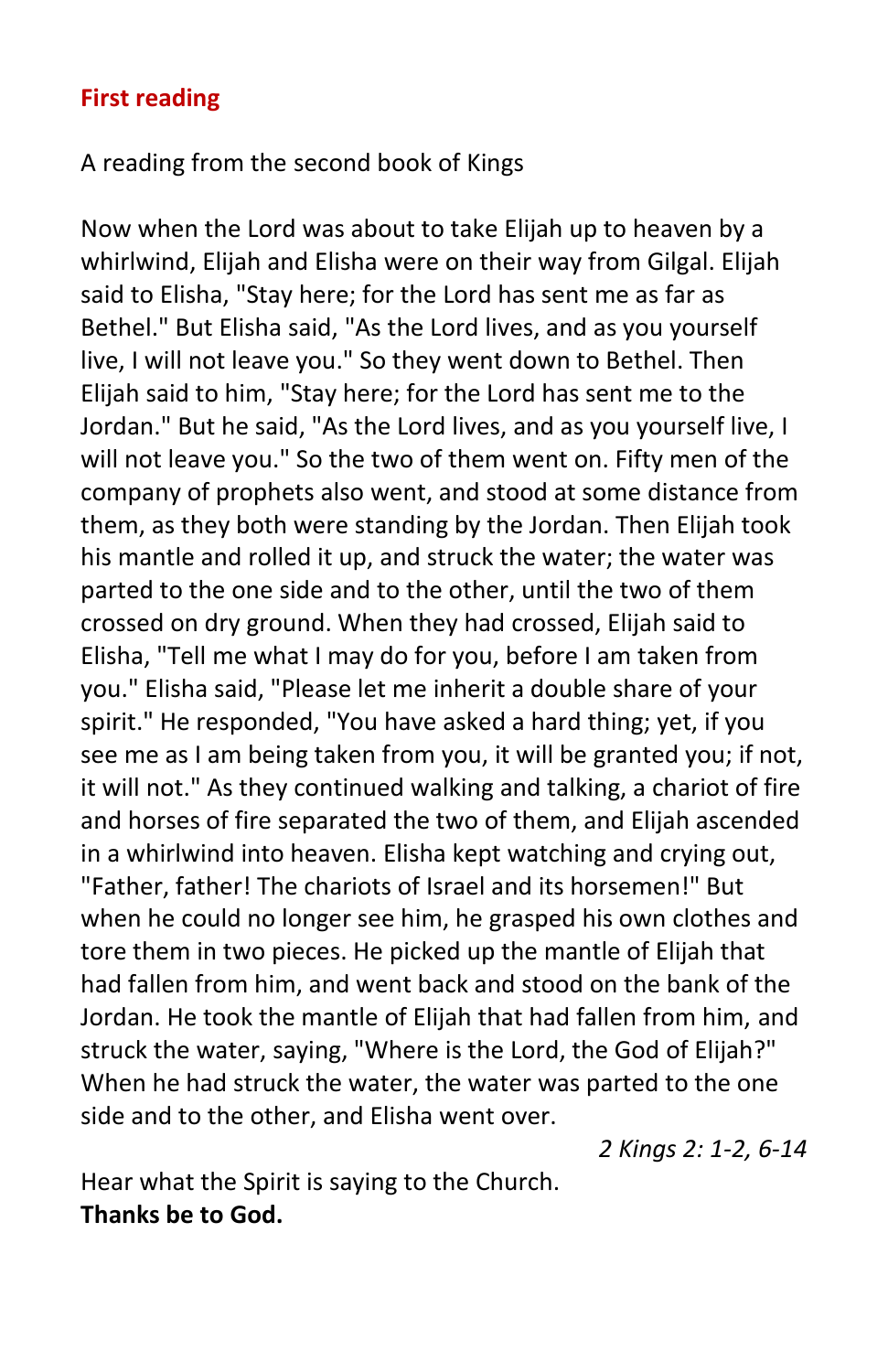## First reading

A reading from the second book of Kings

Now when the Lord was about to take Elijah up to heaven by a whirlwind, Elijah and Elisha were on their way from Gilgal. Elijah said to Elisha, "Stay here; for the Lord has sent me as far as Bethel." But Elisha said, "As the Lord lives, and as you yourself live, I will not leave you." So they went down to Bethel. Then Elijah said to him, "Stay here; for the Lord has sent me to the Jordan." But he said, "As the Lord lives, and as you yourself live, I will not leave you." So the two of them went on. Fifty men of the company of prophets also went, and stood at some distance from them, as they both were standing by the Jordan. Then Elijah took his mantle and rolled it up, and struck the water; the water was parted to the one side and to the other, until the two of them crossed on dry ground. When they had crossed, Elijah said to Elisha, "Tell me what I may do for you, before I am taken from you." Elisha said, "Please let me inherit a double share of your spirit." He responded, "You have asked a hard thing; yet, if you see me as I am being taken from you, it will be granted you; if not, it will not." As they continued walking and talking, a chariot of fire and horses of fire separated the two of them, and Elijah ascended in a whirlwind into heaven. Elisha kept watching and crying out, "Father, father! The chariots of Israel and its horsemen!" But when he could no longer see him, he grasped his own clothes and tore them in two pieces. He picked up the mantle of Elijah that had fallen from him, and went back and stood on the bank of the Jordan. He took the mantle of Elijah that had fallen from him, and struck the water, saying, "Where is the Lord, the God of Elijah?" When he had struck the water, the water was parted to the one side and to the other, and Elisha went over.

*2 Kings 2: 1-2, 6-14*

Hear what the Spirit is saying to the Church.
**Thanks be to God.**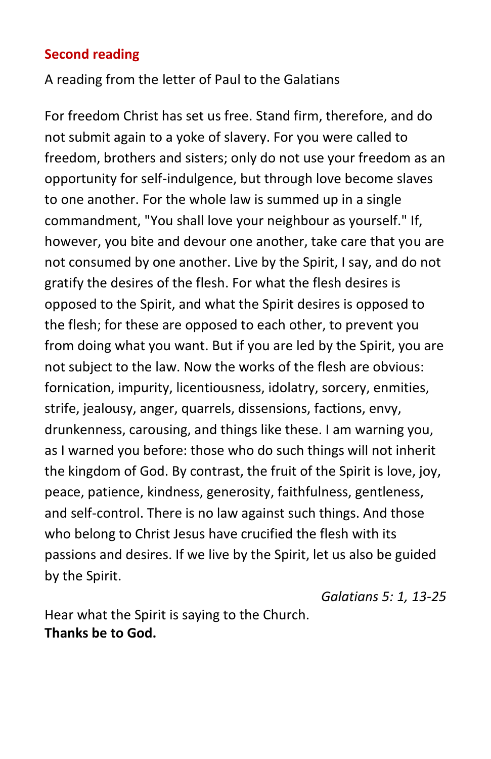## Second reading

A reading from the letter of Paul to the Galatians

For freedom Christ has set us free. Stand firm, therefore, and do not submit again to a yoke of slavery. For you were called to freedom, brothers and sisters; only do not use your freedom as an opportunity for self-indulgence, but through love become slaves to one another. For the whole law is summed up in a single commandment, "You shall love your neighbour as yourself." If, however, you bite and devour one another, take care that you are not consumed by one another. Live by the Spirit, I say, and do not gratify the desires of the flesh. For what the flesh desires is opposed to the Spirit, and what the Spirit desires is opposed to the flesh; for these are opposed to each other, to prevent you from doing what you want. But if you are led by the Spirit, you are not subject to the law. Now the works of the flesh are obvious: fornication, impurity, licentiousness, idolatry, sorcery, enmities, strife, jealousy, anger, quarrels, dissensions, factions, envy, drunkenness, carousing, and things like these. I am warning you, as I warned you before: those who do such things will not inherit the kingdom of God. By contrast, the fruit of the Spirit is love, joy, peace, patience, kindness, generosity, faithfulness, gentleness, and self-control. There is no law against such things. And those who belong to Christ Jesus have crucified the flesh with its passions and desires. If we live by the Spirit, let us also be guided by the Spirit.

*Galatians 5: 1, 13-25*

Hear what the Spirit is saying to the Church.
**Thanks be to God.**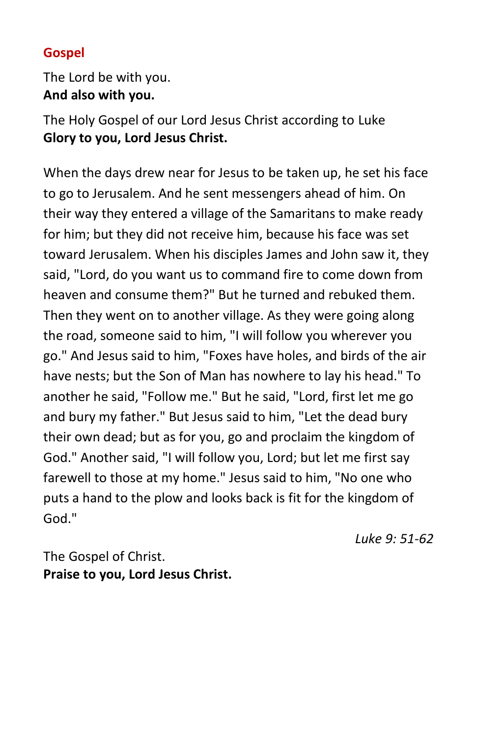## Gospel

The Lord be with you.
**And also with you.**

The Holy Gospel of our Lord Jesus Christ according to Luke
**Glory to you, Lord Jesus Christ.**

When the days drew near for Jesus to be taken up, he set his face to go to Jerusalem. And he sent messengers ahead of him. On their way they entered a village of the Samaritans to make ready for him; but they did not receive him, because his face was set toward Jerusalem. When his disciples James and John saw it, they said, "Lord, do you want us to command fire to come down from heaven and consume them?" But he turned and rebuked them. Then they went on to another village. As they were going along the road, someone said to him, "I will follow you wherever you go." And Jesus said to him, "Foxes have holes, and birds of the air have nests; but the Son of Man has nowhere to lay his head." To another he said, "Follow me." But he said, "Lord, first let me go and bury my father." But Jesus said to him, "Let the dead bury their own dead; but as for you, go and proclaim the kingdom of God." Another said, "I will follow you, Lord; but let me first say farewell to those at my home." Jesus said to him, "No one who puts a hand to the plow and looks back is fit for the kingdom of God."

*Luke 9: 51-62*

The Gospel of Christ.
**Praise to you, Lord Jesus Christ.**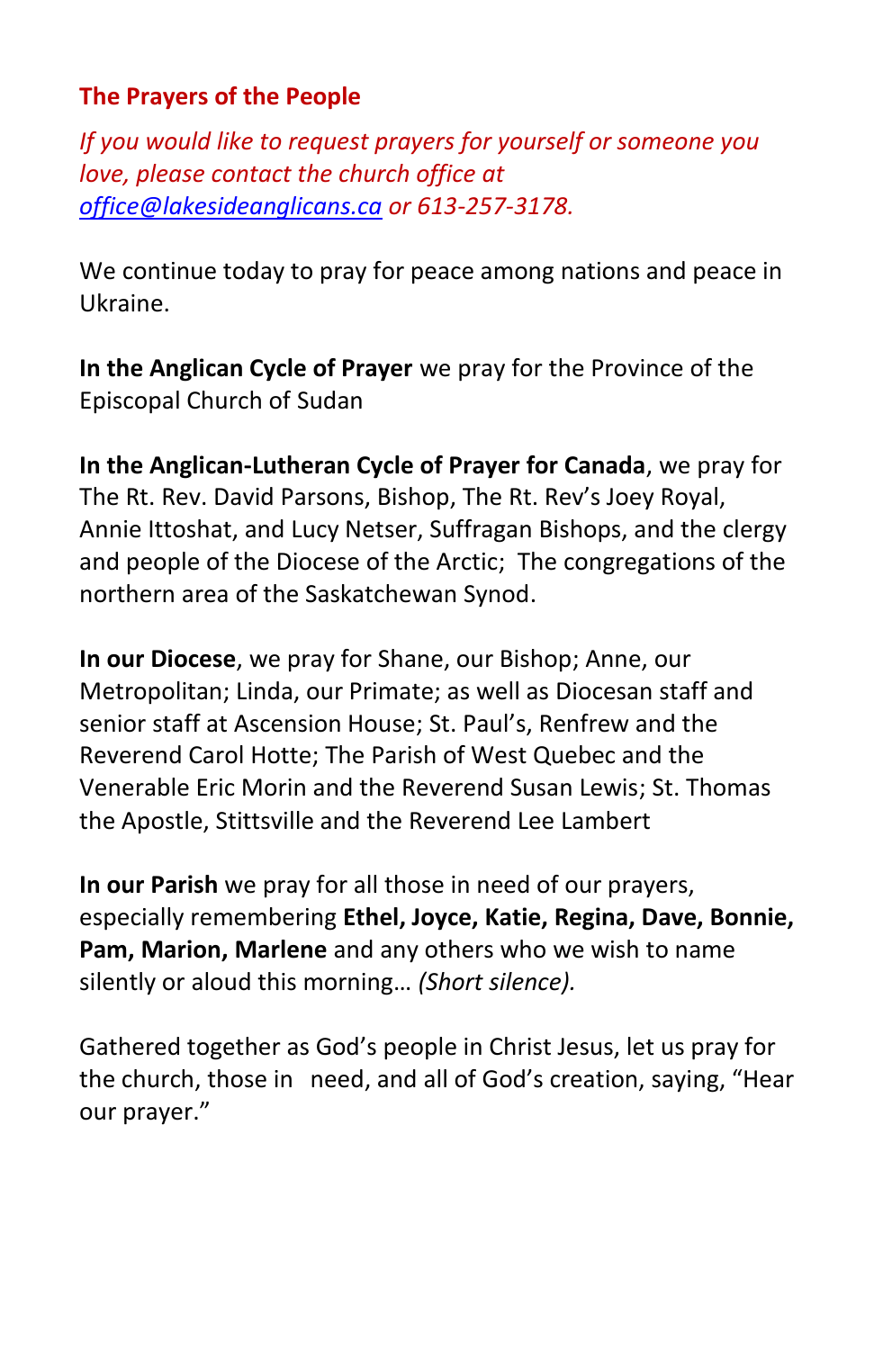## The Prayers of the People

*If you would like to request prayers for yourself or someone you love, please contact the church office at [office@lakesideanglicans.ca](mailto:office@lakesideanglicans.ca) or 613-257-3178.*

We continue today to pray for peace among nations and peace in Ukraine.

**In the Anglican Cycle of Prayer** we pray for the Province of the Episcopal Church of Sudan

**In the Anglican-Lutheran Cycle of Prayer for Canada**, we pray for The Rt. Rev. David Parsons, Bishop, The Rt. Rev's Joey Royal, Annie Ittoshat, and Lucy Netser, Suffragan Bishops, and the clergy and people of the Diocese of the Arctic; The congregations of the northern area of the Saskatchewan Synod.

**In our Diocese**, we pray for Shane, our Bishop; Anne, our Metropolitan; Linda, our Primate; as well as Diocesan staff and senior staff at Ascension House; St. Paul's, Renfrew and the Reverend Carol Hotte; The Parish of West Quebec and the Venerable Eric Morin and the Reverend Susan Lewis; St. Thomas the Apostle, Stittsville and the Reverend Lee Lambert

**In our Parish** we pray for all those in need of our prayers, especially remembering **Ethel, Joyce, Katie, Regina, Dave, Bonnie, Pam, Marion, Marlene** and any others who we wish to name silently or aloud this morning… *(Short silence).*

Gathered together as God's people in Christ Jesus, let us pray for the church, those in need, and all of God's creation, saying, "Hear our prayer."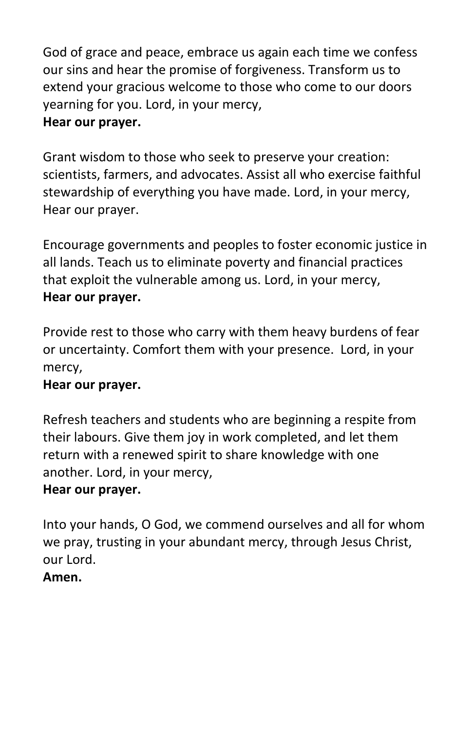God of grace and peace, embrace us again each time we confess our sins and hear the promise of forgiveness. Transform us to extend your gracious welcome to those who come to our doors yearning for you. Lord, in your mercy,
**Hear our prayer.**

Grant wisdom to those who seek to preserve your creation: scientists, farmers, and advocates. Assist all who exercise faithful stewardship of everything you have made. Lord, in your mercy,
Hear our prayer.

Encourage governments and peoples to foster economic justice in all lands. Teach us to eliminate poverty and financial practices that exploit the vulnerable among us. Lord, in your mercy,
**Hear our prayer.**

Provide rest to those who carry with them heavy burdens of fear or uncertainty. Comfort them with your presence. Lord, in your mercy,
**Hear our prayer.**

Refresh teachers and students who are beginning a respite from their labours. Give them joy in work completed, and let them return with a renewed spirit to share knowledge with one another. Lord, in your mercy,
**Hear our prayer.**

Into your hands, O God, we commend ourselves and all for whom we pray, trusting in your abundant mercy, through Jesus Christ, our Lord.
**Amen.**